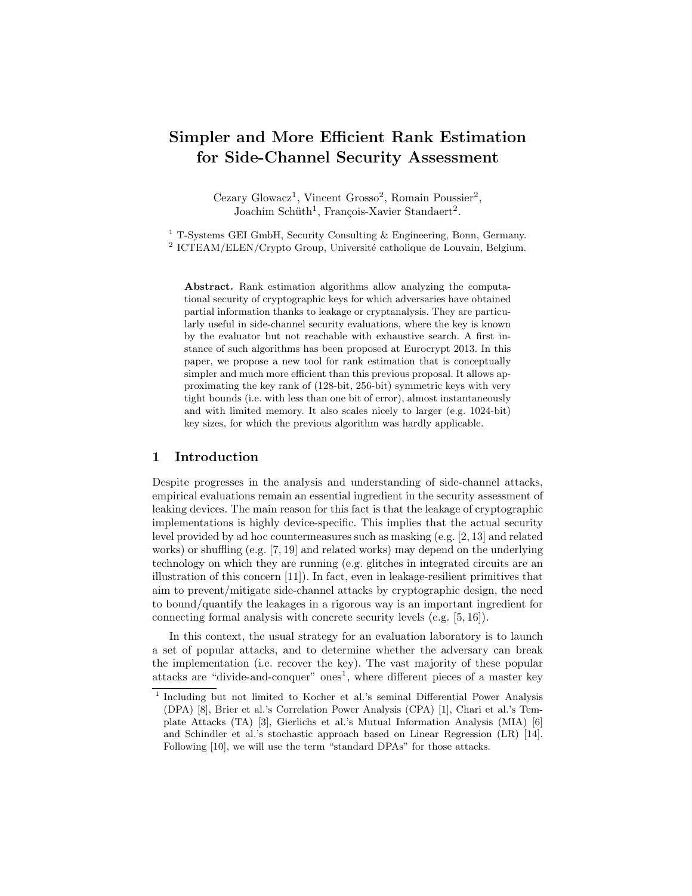# Simpler and More Efficient Rank Estimation for Side-Channel Security Assessment

Cezary Glowacz[1], Vincent Grosso[2], Romain Poussier[2], Joachim Schüth[1], François-Xavier Standaert[2].

[1] T-Systems GEI GmbH, Security Consulting & Engineering, Bonn, Germany.
[2] ICTEAM/ELEN/Crypto Group, Université catholique de Louvain, Belgium.

**Abstract.** Rank estimation algorithms allow analyzing the computational security of cryptographic keys for which adversaries have obtained partial information thanks to leakage or cryptanalysis. They are particularly useful in side-channel security evaluations, where the key is known by the evaluator but not reachable with exhaustive search. A first instance of such algorithms has been proposed at Eurocrypt 2013. In this paper, we propose a new tool for rank estimation that is conceptually simpler and much more efficient than this previous proposal. It allows approximating the key rank of (128-bit, 256-bit) symmetric keys with very tight bounds (i.e. with less than one bit of error), almost instantaneously and with limited memory. It also scales nicely to larger (e.g. 1024-bit) key sizes, for which the previous algorithm was hardly applicable.

## 1 Introduction

Despite progresses in the analysis and understanding of side-channel attacks, empirical evaluations remain an essential ingredient in the security assessment of leaking devices. The main reason for this fact is that the leakage of cryptographic implementations is highly device-specific. This implies that the actual security level provided by ad hoc countermeasures such as masking (e.g. [2, 13] and related works) or shuffling (e.g. [7, 19] and related works) may depend on the underlying technology on which they are running (e.g. glitches in integrated circuits are an illustration of this concern [11]). In fact, even in leakage-resilient primitives that aim to prevent/mitigate side-channel attacks by cryptographic design, the need to bound/quantify the leakages in a rigorous way is an important ingredient for connecting formal analysis with concrete security levels (e.g. [5, 16]).

In this context, the usual strategy for an evaluation laboratory is to launch a set of popular attacks, and to determine whether the adversary can break the implementation (i.e. recover the key). The vast majority of these popular attacks are "divide-and-conquer" ones[1], where different pieces of a master key

[1] Including but not limited to Kocher et al.'s seminal Differential Power Analysis (DPA) [8], Brier et al.'s Correlation Power Analysis (CPA) [1], Chari et al.'s Template Attacks (TA) [3], Gierlichs et al.'s Mutual Information Analysis (MIA) [6] and Schindler et al.'s stochastic approach based on Linear Regression (LR) [14]. Following [10], we will use the term "standard DPAs" for those attacks.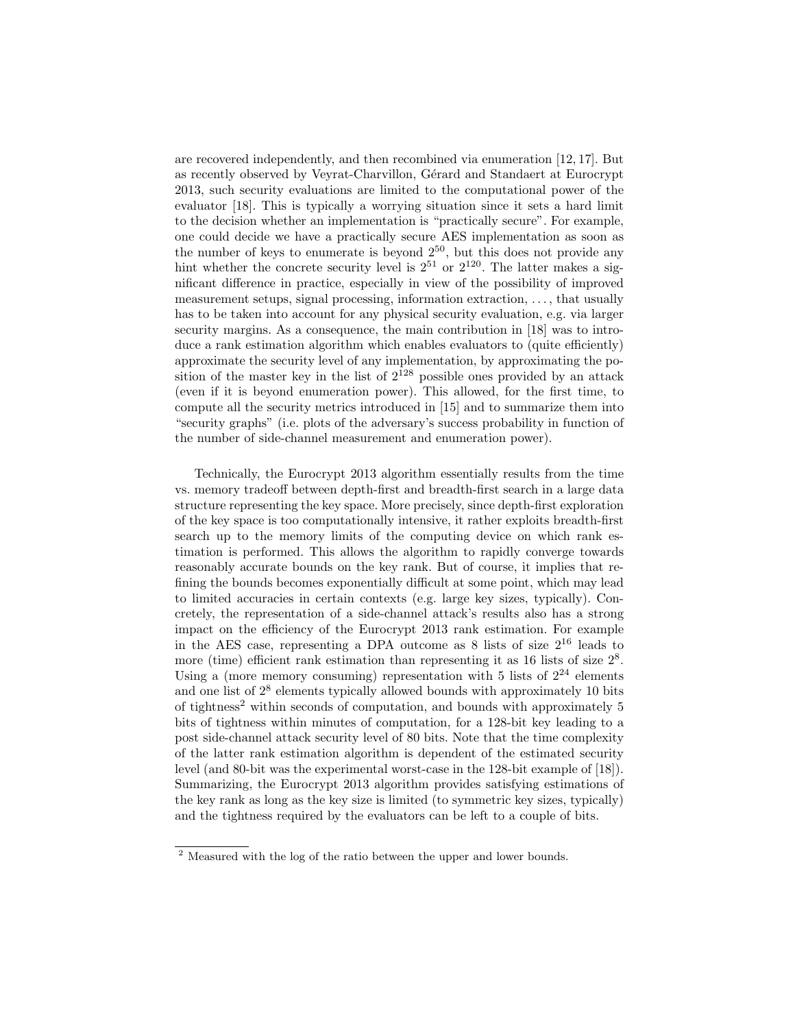are recovered independently, and then recombined via enumeration [12, 17]. But as recently observed by Veyrat-Charvillon, Gérard and Standaert at Eurocrypt 2013, such security evaluations are limited to the computational power of the evaluator [18]. This is typically a worrying situation since it sets a hard limit to the decision whether an implementation is "practically secure". For example, one could decide we have a practically secure AES implementation as soon as the number of keys to enumerate is beyond $2^{50}$, but this does not provide any hint whether the concrete security level is $2^{51}$ or $2^{120}$. The latter makes a significant difference in practice, especially in view of the possibility of improved measurement setups, signal processing, information extraction, ..., that usually has to be taken into account for any physical security evaluation, e.g. via larger security margins. As a consequence, the main contribution in [18] was to introduce a rank estimation algorithm which enables evaluators to (quite efficiently) approximate the security level of any implementation, by approximating the position of the master key in the list of $2^{128}$ possible ones provided by an attack (even if it is beyond enumeration power). This allowed, for the first time, to compute all the security metrics introduced in [15] and to summarize them into "security graphs" (i.e. plots of the adversary's success probability in function of the number of side-channel measurement and enumeration power).

Technically, the Eurocrypt 2013 algorithm essentially results from the time vs. memory tradeoff between depth-first and breadth-first search in a large data structure representing the key space. More precisely, since depth-first exploration of the key space is too computationally intensive, it rather exploits breadth-first search up to the memory limits of the computing device on which rank estimation is performed. This allows the algorithm to rapidly converge towards reasonably accurate bounds on the key rank. But of course, it implies that refining the bounds becomes exponentially difficult at some point, which may lead to limited accuracies in certain contexts (e.g. large key sizes, typically). Concretely, the representation of a side-channel attack's results also has a strong impact on the efficiency of the Eurocrypt 2013 rank estimation. For example in the AES case, representing a DPA outcome as 8 lists of size $2^{16}$ leads to more (time) efficient rank estimation than representing it as 16 lists of size $2^8$. Using a (more memory consuming) representation with 5 lists of $2^{24}$ elements and one list of $2^8$ elements typically allowed bounds with approximately 10 bits of tightness[2] within seconds of computation, and bounds with approximately 5 bits of tightness within minutes of computation, for a 128-bit key leading to a post side-channel attack security level of 80 bits. Note that the time complexity of the latter rank estimation algorithm is dependent of the estimated security level (and 80-bit was the experimental worst-case in the 128-bit example of [18]). Summarizing, the Eurocrypt 2013 algorithm provides satisfying estimations of the key rank as long as the key size is limited (to symmetric key sizes, typically) and the tightness required by the evaluators can be left to a couple of bits.

[2] Measured with the log of the ratio between the upper and lower bounds.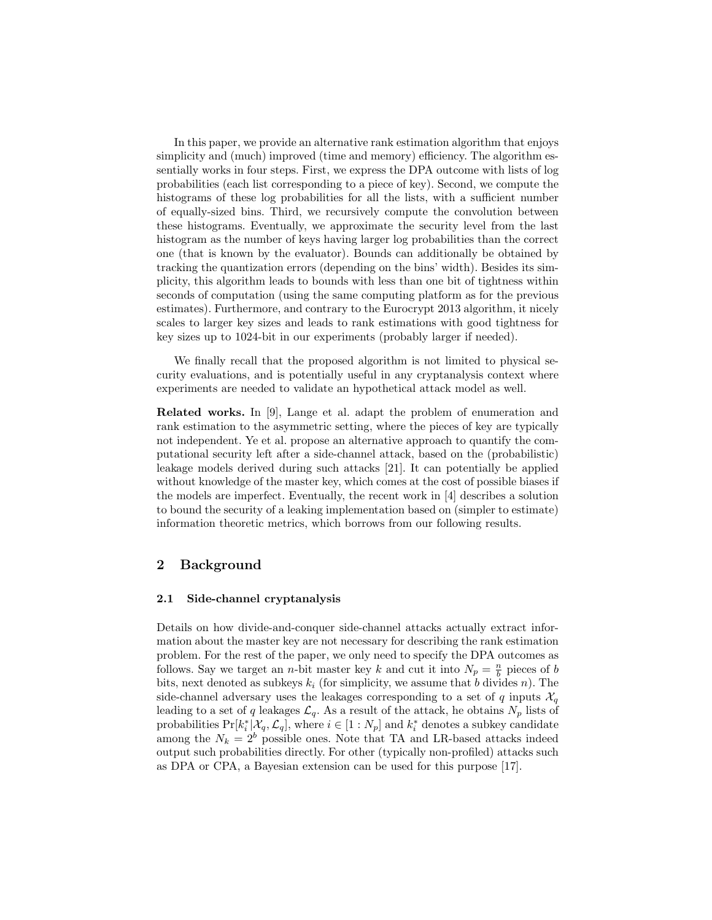In this paper, we provide an alternative rank estimation algorithm that enjoys simplicity and (much) improved (time and memory) efficiency. The algorithm essentially works in four steps. First, we express the DPA outcome with lists of log probabilities (each list corresponding to a piece of key). Second, we compute the histograms of these log probabilities for all the lists, with a sufficient number of equally-sized bins. Third, we recursively compute the convolution between these histograms. Eventually, we approximate the security level from the last histogram as the number of keys having larger log probabilities than the correct one (that is known by the evaluator). Bounds can additionally be obtained by tracking the quantization errors (depending on the bins' width). Besides its simplicity, this algorithm leads to bounds with less than one bit of tightness within seconds of computation (using the same computing platform as for the previous estimates). Furthermore, and contrary to the Eurocrypt 2013 algorithm, it nicely scales to larger key sizes and leads to rank estimations with good tightness for key sizes up to 1024-bit in our experiments (probably larger if needed).

We finally recall that the proposed algorithm is not limited to physical security evaluations, and is potentially useful in any cryptanalysis context where experiments are needed to validate an hypothetical attack model as well.

**Related works.** In [9], Lange et al. adapt the problem of enumeration and rank estimation to the asymmetric setting, where the pieces of key are typically not independent. Ye et al. propose an alternative approach to quantify the computational security left after a side-channel attack, based on the (probabilistic) leakage models derived during such attacks [21]. It can potentially be applied without knowledge of the master key, which comes at the cost of possible biases if the models are imperfect. Eventually, the recent work in [4] describes a solution to bound the security of a leaking implementation based on (simpler to estimate) information theoretic metrics, which borrows from our following results.

## 2 Background

### 2.1 Side-channel cryptanalysis

Details on how divide-and-conquer side-channel attacks actually extract information about the master key are not necessary for describing the rank estimation problem. For the rest of the paper, we only need to specify the DPA outcomes as follows. Say we target an $n$-bit master key $k$ and cut it into $N_p = \frac{n}{b}$ pieces of $b$ bits, next denoted as subkeys $k_i$ (for simplicity, we assume that $b$ divides $n$). The side-channel adversary uses the leakages corresponding to a set of $q$ inputs $\mathcal{X}_q$ leading to a set of $q$ leakages $\mathcal{L}_q$. As a result of the attack, he obtains $N_p$ lists of probabilities $\Pr[k_i^*|\mathcal{X}_q, \mathcal{L}_q]$, where $i \in [1 : N_p]$ and $k_i^*$ denotes a subkey candidate among the $N_k = 2^b$ possible ones. Note that TA and LR-based attacks indeed output such probabilities directly. For other (typically non-profiled) attacks such as DPA or CPA, a Bayesian extension can be used for this purpose [17].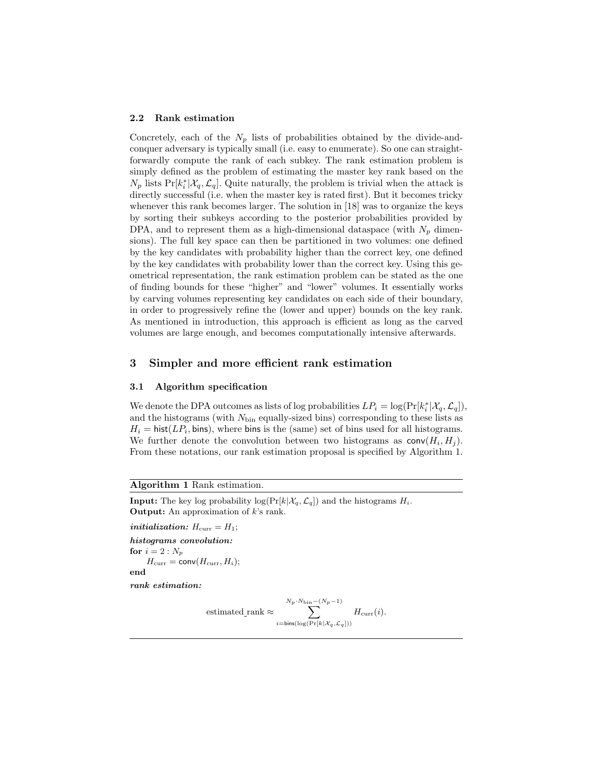### 2.2 Rank estimation

Concretely, each of the $N_p$ lists of probabilities obtained by the divide-and-conquer adversary is typically small (i.e. easy to enumerate). So one can straightforwardly compute the rank of each subkey. The rank estimation problem is simply defined as the problem of estimating the master key rank based on the $N_p$ lists $\Pr[k_i^*|\mathcal{X}_q, \mathcal{L}_q]$. Quite naturally, the problem is trivial when the attack is directly successful (i.e. when the master key is rated first). But it becomes tricky whenever this rank becomes larger. The solution in [18] was to organize the keys by sorting their subkeys according to the posterior probabilities provided by DPA, and to represent them as a high-dimensional dataspace (with $N_p$ dimensions). The full key space can then be partitioned in two volumes: one defined by the key candidates with probability higher than the correct key, one defined by the key candidates with probability lower than the correct key. Using this geometrical representation, the rank estimation problem can be stated as the one of finding bounds for these "higher" and "lower" volumes. It essentially works by carving volumes representing key candidates on each side of their boundary, in order to progressively refine the (lower and upper) bounds on the key rank. As mentioned in introduction, this approach is efficient as long as the carved volumes are large enough, and becomes computationally intensive afterwards.

## 3 Simpler and more efficient rank estimation

### 3.1 Algorithm specification

We denote the DPA outcomes as lists of log probabilities $LP_i = \log(\Pr[k_i^*|\mathcal{X}_q, \mathcal{L}_q])$, and the histograms (with $N_{\text{bin}}$ equally-sized bins) corresponding to these lists as $H_i = \mathsf{hist}(LP_i, \mathsf{bins})$, where $\mathsf{bins}$ is the (same) set of bins used for all histograms. We further denote the convolution between two histograms as $\mathsf{conv}(H_i, H_j)$. From these notations, our rank estimation proposal is specified by Algorithm 1.

---

**Algorithm 1** Rank estimation.

---

**Input:** The key log probability $\log(\Pr[k|\mathcal{X}_q, \mathcal{L}_q])$ and the histograms $H_i$.
**Output:** An approximation of $k$'s rank.

***initialization:*** $H_{\text{curr}} = H_1$;

***histograms convolution:***
**for** $i = 2 : N_p$
  $H_{\text{curr}} = \mathsf{conv}(H_{\text{curr}}, H_i)$;
**end**

***rank estimation:***

$$\text{estimated\_rank} \approx \sum_{i=\mathsf{bins}(\log(\Pr[k|\mathcal{X}_q,\mathcal{L}_q]))}^{N_p \cdot N_{\text{bin}} - (N_p - 1)} H_{\text{curr}}(i).$$

---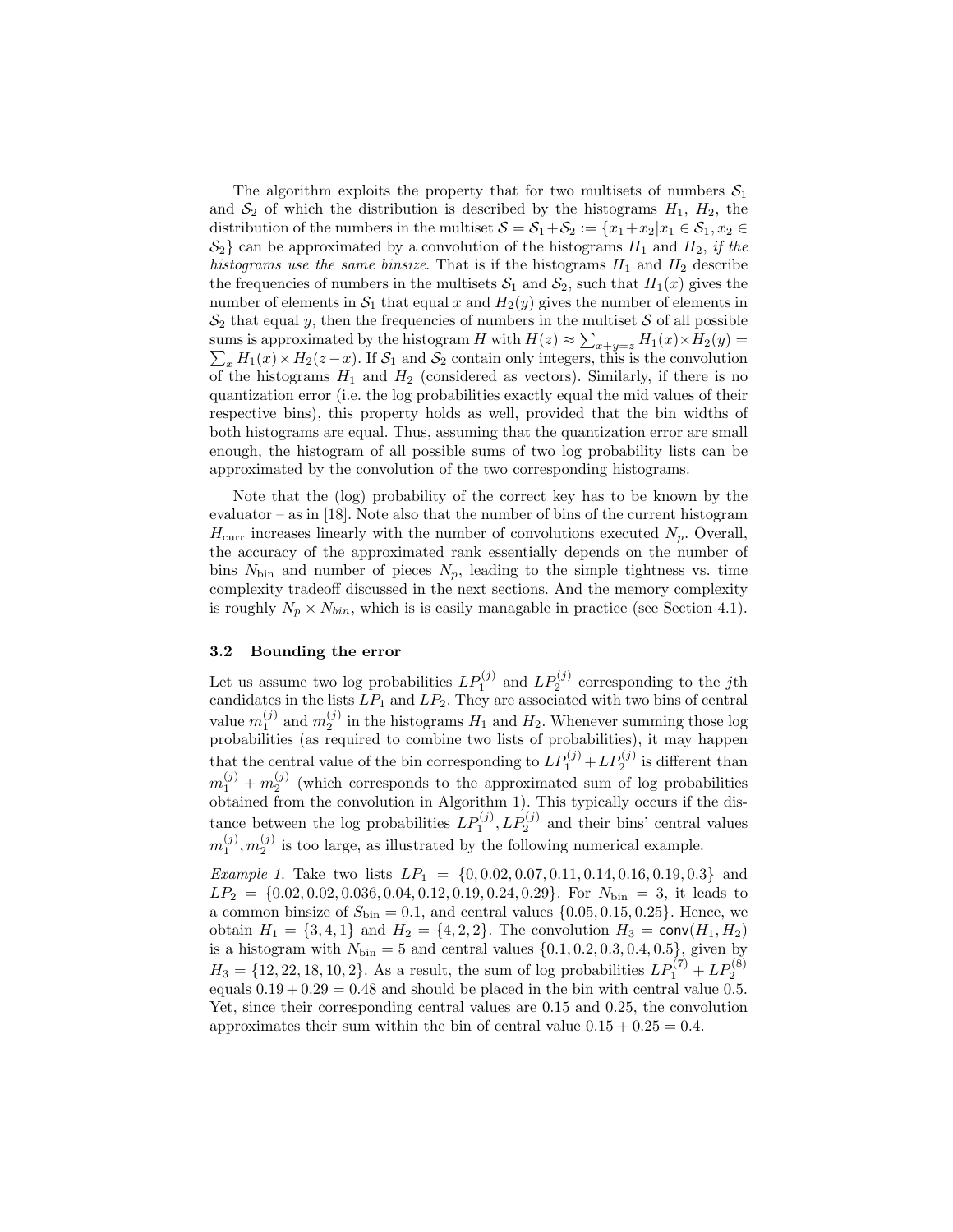The algorithm exploits the property that for two multisets of numbers $\mathcal{S}_1$ and $\mathcal{S}_2$ of which the distribution is described by the histograms $H_1$, $H_2$, the distribution of the numbers in the multiset $\mathcal{S} = \mathcal{S}_1 + \mathcal{S}_2 := \{x_1 + x_2 | x_1 \in \mathcal{S}_1, x_2 \in \mathcal{S}_2\}$ can be approximated by a convolution of the histograms $H_1$ and $H_2$, *if the histograms use the same binsize*. That is if the histograms $H_1$ and $H_2$ describe the frequencies of numbers in the multisets $\mathcal{S}_1$ and $\mathcal{S}_2$, such that $H_1(x)$ gives the number of elements in $\mathcal{S}_1$ that equal $x$ and $H_2(y)$ gives the number of elements in $\mathcal{S}_2$ that equal $y$, then the frequencies of numbers in the multiset $\mathcal{S}$ of all possible sums is approximated by the histogram $H$ with $H(z) \approx \sum_{x+y=z} H_1(x) \times H_2(y) = \sum_x H_1(x) \times H_2(z-x)$. If $\mathcal{S}_1$ and $\mathcal{S}_2$ contain only integers, this is the convolution of the histograms $H_1$ and $H_2$ (considered as vectors). Similarly, if there is no quantization error (i.e. the log probabilities exactly equal the mid values of their respective bins), this property holds as well, provided that the bin widths of both histograms are equal. Thus, assuming that the quantization error are small enough, the histogram of all possible sums of two log probability lists can be approximated by the convolution of the two corresponding histograms.

Note that the (log) probability of the correct key has to be known by the evaluator – as in [18]. Note also that the number of bins of the current histogram $H_{\text{curr}}$ increases linearly with the number of convolutions executed $N_p$. Overall, the accuracy of the approximated rank essentially depends on the number of bins $N_{\text{bin}}$ and number of pieces $N_p$, leading to the simple tightness vs. time complexity tradeoff discussed in the next sections. And the memory complexity is roughly $N_p \times N_{bin}$, which is is easily managable in practice (see Section 4.1).

### 3.2 Bounding the error

Let us assume two log probabilities $LP_1^{(j)}$ and $LP_2^{(j)}$ corresponding to the $j$th candidates in the lists $LP_1$ and $LP_2$. They are associated with two bins of central value $m_1^{(j)}$ and $m_2^{(j)}$ in the histograms $H_1$ and $H_2$. Whenever summing those log probabilities (as required to combine two lists of probabilities), it may happen that the central value of the bin corresponding to $LP_1^{(j)} + LP_2^{(j)}$ is different than $m_1^{(j)} + m_2^{(j)}$ (which corresponds to the approximated sum of log probabilities obtained from the convolution in Algorithm 1). This typically occurs if the distance between the log probabilities $LP_1^{(j)}, LP_2^{(j)}$ and their bins' central values $m_1^{(j)}, m_2^{(j)}$ is too large, as illustrated by the following numerical example.

*Example 1.* Take two lists $LP_1 = \{0, 0.02, 0.07, 0.11, 0.14, 0.16, 0.19, 0.3\}$ and $LP_2 = \{0.02, 0.02, 0.036, 0.04, 0.12, 0.19, 0.24, 0.29\}$. For $N_{\text{bin}} = 3$, it leads to a common binsize of $S_{\text{bin}} = 0.1$, and central values $\{0.05, 0.15, 0.25\}$. Hence, we obtain $H_1 = \{3, 4, 1\}$ and $H_2 = \{4, 2, 2\}$. The convolution $H_3 = \mathsf{conv}(H_1, H_2)$ is a histogram with $N_{\text{bin}} = 5$ and central values $\{0.1, 0.2, 0.3, 0.4, 0.5\}$, given by $H_3 = \{12, 22, 18, 10, 2\}$. As a result, the sum of log probabilities $LP_1^{(7)} + LP_2^{(8)}$ equals $0.19 + 0.29 = 0.48$ and should be placed in the bin with central value 0.5. Yet, since their corresponding central values are 0.15 and 0.25, the convolution approximates their sum within the bin of central value $0.15 + 0.25 = 0.4$.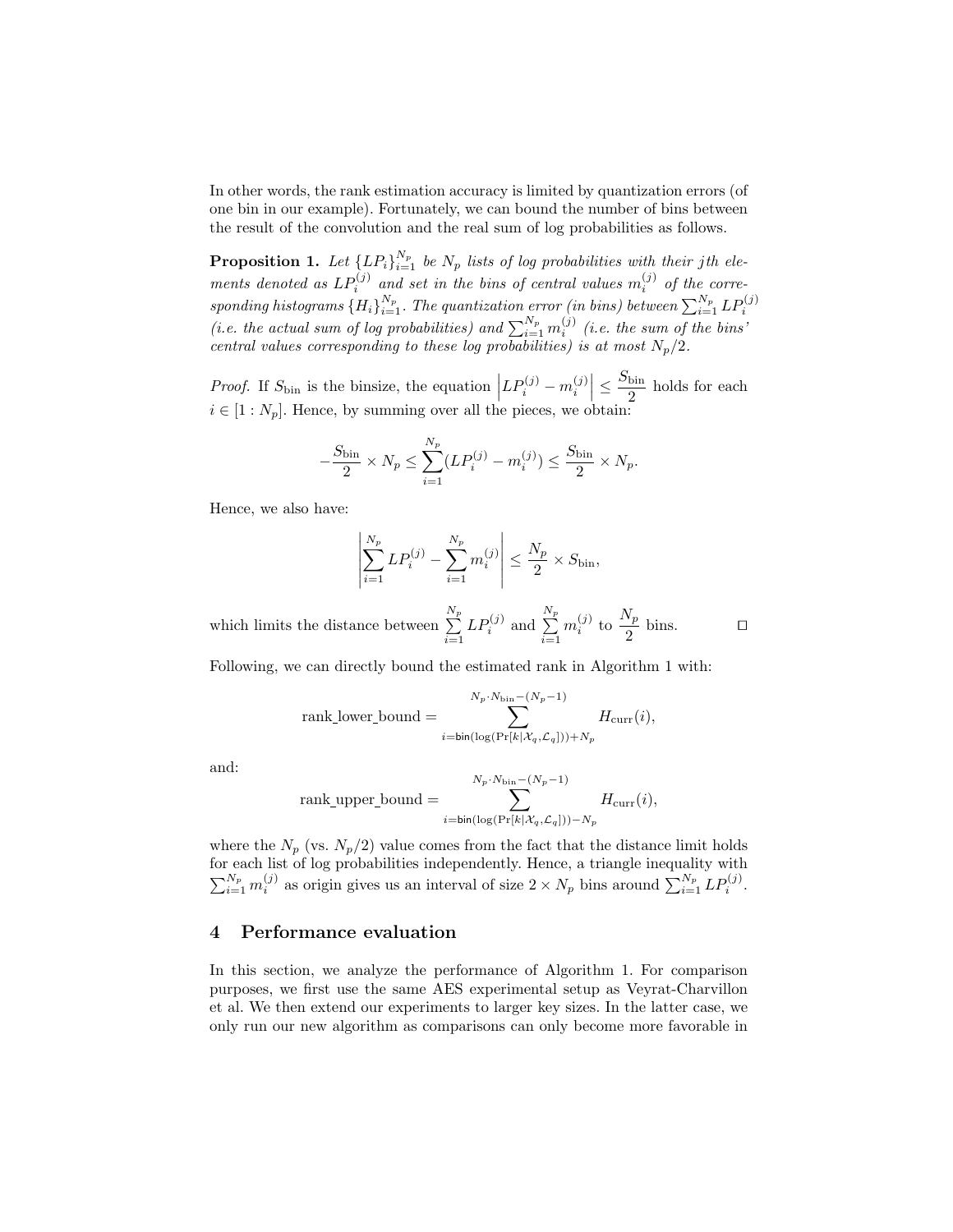In other words, the rank estimation accuracy is limited by quantization errors (of one bin in our example). Fortunately, we can bound the number of bins between the result of the convolution and the real sum of log probabilities as follows.

**Proposition 1.** *Let $\{LP_i\}_{i=1}^{N_p}$ be $N_p$ lists of log probabilities with their $j$th elements denoted as $LP_i^{(j)}$ and set in the bins of central values $m_i^{(j)}$ of the corresponding histograms $\{H_i\}_{i=1}^{N_p}$. The quantization error (in bins) between $\sum_{i=1}^{N_p} LP_i^{(j)}$ (i.e. the actual sum of log probabilities) and $\sum_{i=1}^{N_p} m_i^{(j)}$ (i.e. the sum of the bins' central values corresponding to these log probabilities) is at most $N_p/2$.*

*Proof.* If $S_{\text{bin}}$ is the binsize, the equation $\left|LP_i^{(j)} - m_i^{(j)}\right| \leq \dfrac{S_{\text{bin}}}{2}$ holds for each $i \in [1 : N_p]$. Hence, by summing over all the pieces, we obtain:

$$-\frac{S_{\text{bin}}}{2} \times N_p \leq \sum_{i=1}^{N_p} (LP_i^{(j)} - m_i^{(j)}) \leq \frac{S_{\text{bin}}}{2} \times N_p.$$

Hence, we also have:

$$\left| \sum_{i=1}^{N_p} LP_i^{(j)} - \sum_{i=1}^{N_p} m_i^{(j)} \right| \leq \frac{N_p}{2} \times S_{\text{bin}},$$

which limits the distance between $\sum\limits_{i=1}^{N_p} LP_i^{(j)}$ and $\sum\limits_{i=1}^{N_p} m_i^{(j)}$ to $\dfrac{N_p}{2}$ bins. □

Following, we can directly bound the estimated rank in Algorithm 1 with:

$$\text{rank\_lower\_bound} = \sum_{i=\mathsf{bin}(\log(\Pr[k|\mathcal{X}_q,\mathcal{L}_q]))+N_p}^{N_p \cdot N_{\text{bin}}-(N_p-1)} H_{\text{curr}}(i),$$

and:

$$\text{rank\_upper\_bound} = \sum_{i=\mathsf{bin}(\log(\Pr[k|\mathcal{X}_q,\mathcal{L}_q]))-N_p}^{N_p \cdot N_{\text{bin}}-(N_p-1)} H_{\text{curr}}(i),$$

where the $N_p$ (vs. $N_p/2$) value comes from the fact that the distance limit holds for each list of log probabilities independently. Hence, a triangle inequality with $\sum_{i=1}^{N_p} m_i^{(j)}$ as origin gives us an interval of size $2 \times N_p$ bins around $\sum_{i=1}^{N_p} LP_i^{(j)}$.

## 4 Performance evaluation

In this section, we analyze the performance of Algorithm 1. For comparison purposes, we first use the same AES experimental setup as Veyrat-Charvillon et al. We then extend our experiments to larger key sizes. In the latter case, we only run our new algorithm as comparisons can only become more favorable in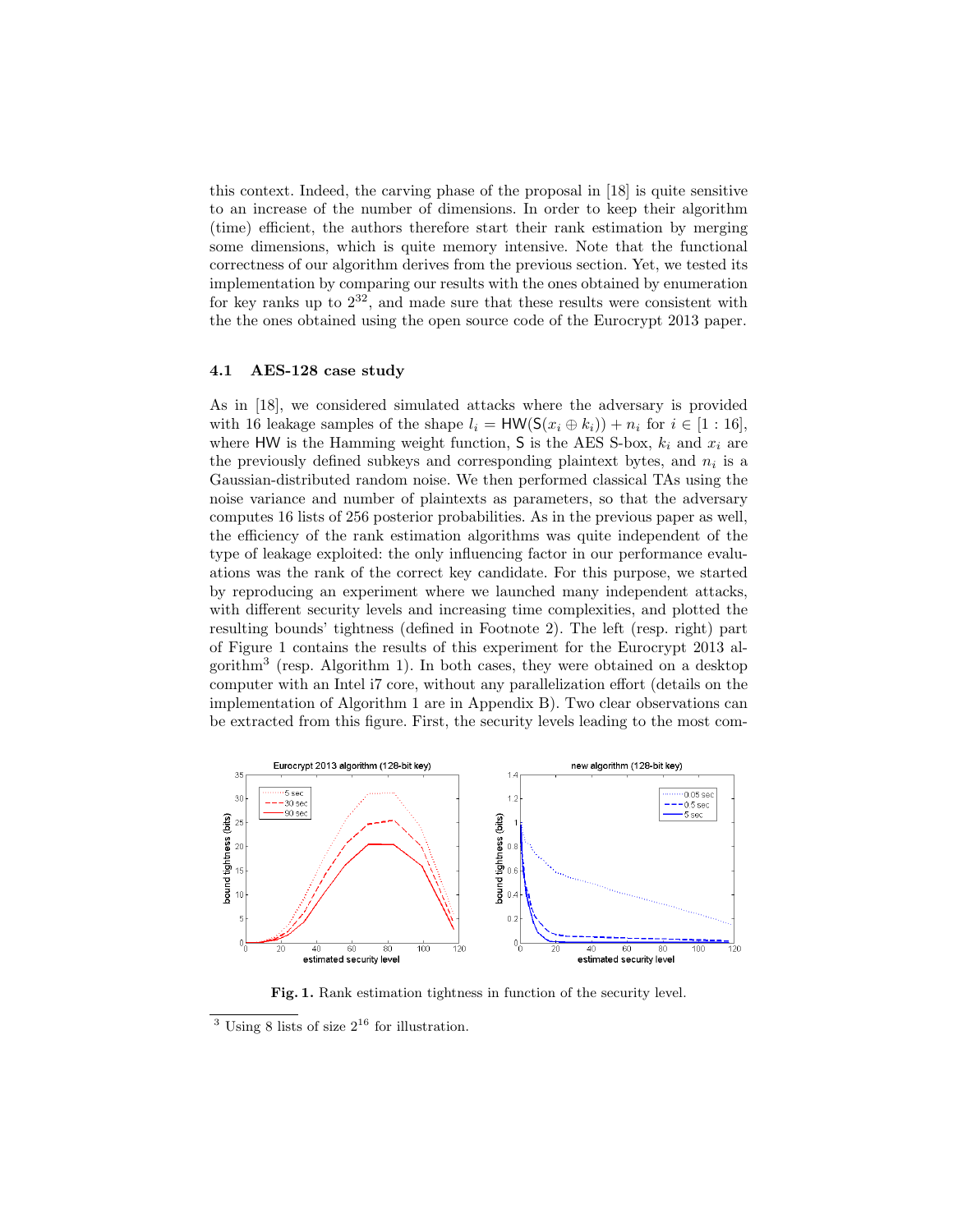this context. Indeed, the carving phase of the proposal in [18] is quite sensitive to an increase of the number of dimensions. In order to keep their algorithm (time) efficient, the authors therefore start their rank estimation by merging some dimensions, which is quite memory intensive. Note that the functional correctness of our algorithm derives from the previous section. Yet, we tested its implementation by comparing our results with the ones obtained by enumeration for key ranks up to $2^{32}$, and made sure that these results were consistent with the the ones obtained using the open source code of the Eurocrypt 2013 paper.

### 4.1 AES-128 case study

As in [18], we considered simulated attacks where the adversary is provided with 16 leakage samples of the shape $l_i = \mathsf{HW}(\mathsf{S}(x_i \oplus k_i)) + n_i$ for $i \in [1:16]$, where HW is the Hamming weight function, S is the AES S-box, $k_i$ and $x_i$ are the previously defined subkeys and corresponding plaintext bytes, and $n_i$ is a Gaussian-distributed random noise. We then performed classical TAs using the noise variance and number of plaintexts as parameters, so that the adversary computes 16 lists of 256 posterior probabilities. As in the previous paper as well, the efficiency of the rank estimation algorithms was quite independent of the type of leakage exploited: the only influencing factor in our performance evaluations was the rank of the correct key candidate. For this purpose, we started by reproducing an experiment where we launched many independent attacks, with different security levels and increasing time complexities, and plotted the resulting bounds' tightness (defined in Footnote 2). The left (resp. right) part of Figure 1 contains the results of this experiment for the Eurocrypt 2013 algorithm[3] (resp. Algorithm 1). In both cases, they were obtained on a desktop computer with an Intel i7 core, without any parallelization effort (details on the implementation of Algorithm 1 are in Appendix B). Two clear observations can be extracted from this figure. First, the security levels leading to the most com-

**Fig. 1.** Rank estimation tightness in function of the security level.

[3] Using 8 lists of size $2^{16}$ for illustration.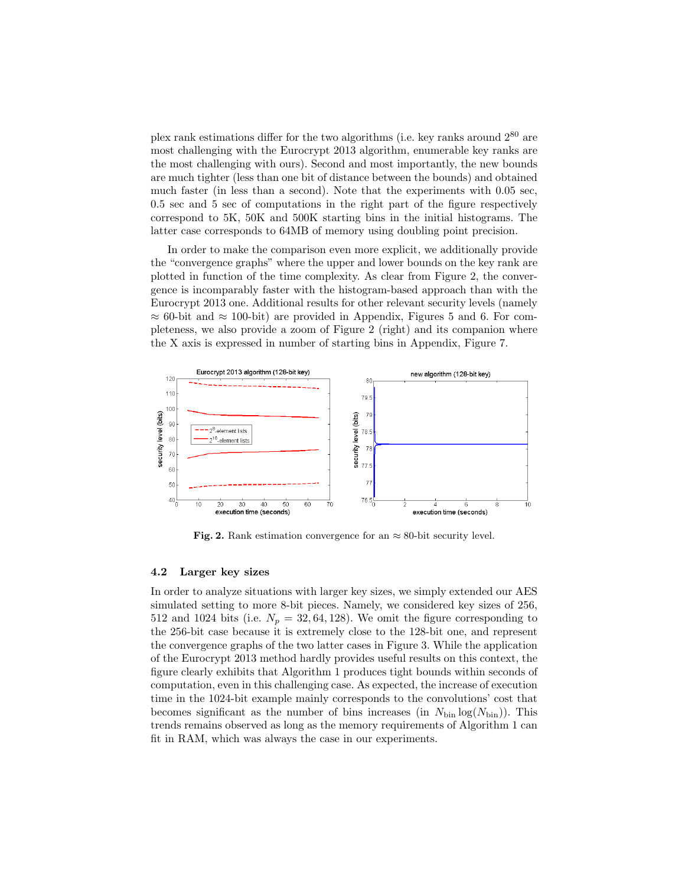plex rank estimations differ for the two algorithms (i.e. key ranks around $2^{80}$ are most challenging with the Eurocrypt 2013 algorithm, enumerable key ranks are the most challenging with ours). Second and most importantly, the new bounds are much tighter (less than one bit of distance between the bounds) and obtained much faster (in less than a second). Note that the experiments with 0.05 sec, 0.5 sec and 5 sec of computations in the right part of the figure respectively correspond to 5K, 50K and 500K starting bins in the initial histograms. The latter case corresponds to 64MB of memory using doubling point precision.

In order to make the comparison even more explicit, we additionally provide the "convergence graphs" where the upper and lower bounds on the key rank are plotted in function of the time complexity. As clear from Figure 2, the convergence is incomparably faster with the histogram-based approach than with the Eurocrypt 2013 one. Additional results for other relevant security levels (namely $\approx$ 60-bit and $\approx$ 100-bit) are provided in Appendix, Figures 5 and 6. For completeness, we also provide a zoom of Figure 2 (right) and its companion where the X axis is expressed in number of starting bins in Appendix, Figure 7.

**Fig. 2.** Rank estimation convergence for an $\approx$ 80-bit security level.

### 4.2 Larger key sizes

In order to analyze situations with larger key sizes, we simply extended our AES simulated setting to more 8-bit pieces. Namely, we considered key sizes of 256, 512 and 1024 bits (i.e. $N_p = 32, 64, 128$). We omit the figure corresponding to the 256-bit case because it is extremely close to the 128-bit one, and represent the convergence graphs of the two latter cases in Figure 3. While the application of the Eurocrypt 2013 method hardly provides useful results on this context, the figure clearly exhibits that Algorithm 1 produces tight bounds within seconds of computation, even in this challenging case. As expected, the increase of execution time in the 1024-bit example mainly corresponds to the convolutions' cost that becomes significant as the number of bins increases (in $N_{\text{bin}} \log(N_{\text{bin}})$). This trends remains observed as long as the memory requirements of Algorithm 1 can fit in RAM, which was always the case in our experiments.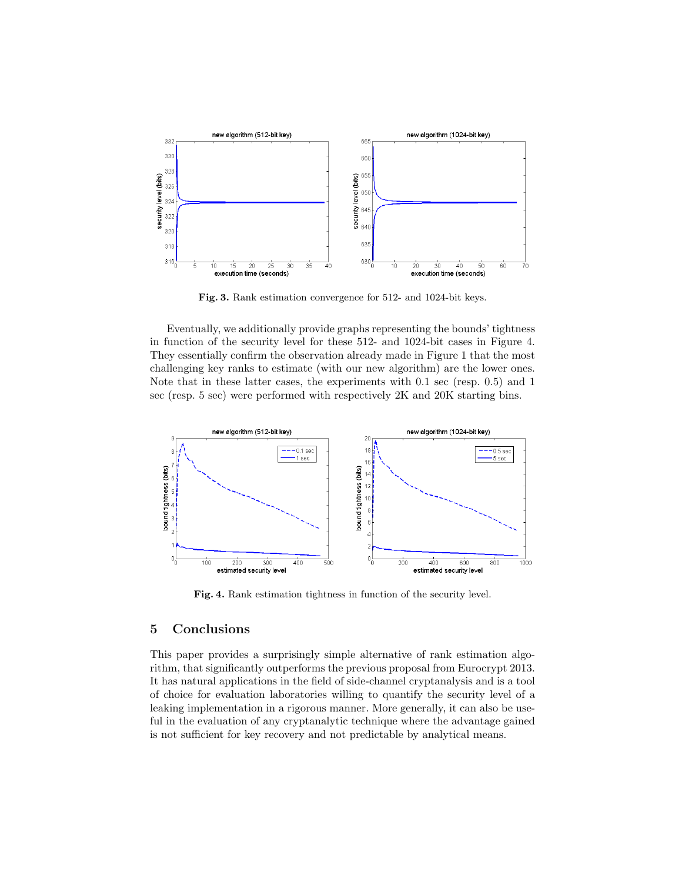Fig. 3. Rank estimation convergence for 512- and 1024-bit keys.

Eventually, we additionally provide graphs representing the bounds' tightness in function of the security level for these 512- and 1024-bit cases in Figure 4. They essentially confirm the observation already made in Figure 1 that the most challenging key ranks to estimate (with our new algorithm) are the lower ones. Note that in these latter cases, the experiments with 0.1 sec (resp. 0.5) and 1 sec (resp. 5 sec) were performed with respectively 2K and 20K starting bins.

Fig. 4. Rank estimation tightness in function of the security level.

## 5 Conclusions

This paper provides a surprisingly simple alternative of rank estimation algorithm, that significantly outperforms the previous proposal from Eurocrypt 2013. It has natural applications in the field of side-channel cryptanalysis and is a tool of choice for evaluation laboratories willing to quantify the security level of a leaking implementation in a rigorous manner. More generally, it can also be useful in the evaluation of any cryptanalytic technique where the advantage gained is not sufficient for key recovery and not predictable by analytical means.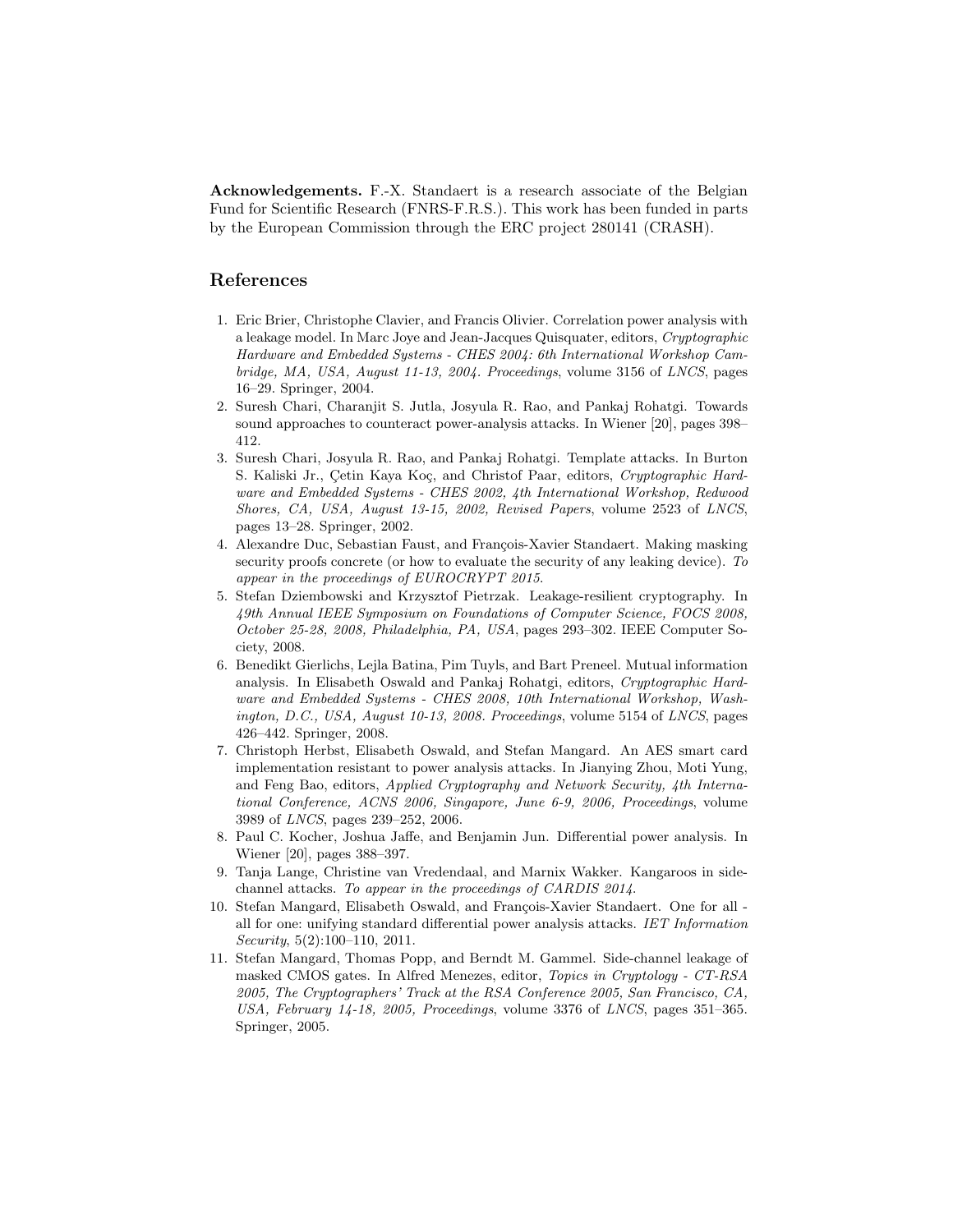**Acknowledgements.** F.-X. Standaert is a research associate of the Belgian Fund for Scientific Research (FNRS-F.R.S.). This work has been funded in parts by the European Commission through the ERC project 280141 (CRASH).

## References

1. Eric Brier, Christophe Clavier, and Francis Olivier. Correlation power analysis with a leakage model. In Marc Joye and Jean-Jacques Quisquater, editors, *Cryptographic Hardware and Embedded Systems - CHES 2004: 6th International Workshop Cambridge, MA, USA, August 11-13, 2004. Proceedings*, volume 3156 of *LNCS*, pages 16–29. Springer, 2004.
2. Suresh Chari, Charanjit S. Jutla, Josyula R. Rao, and Pankaj Rohatgi. Towards sound approaches to counteract power-analysis attacks. In Wiener [20], pages 398–412.
3. Suresh Chari, Josyula R. Rao, and Pankaj Rohatgi. Template attacks. In Burton S. Kaliski Jr., Çetin Kaya Koç, and Christof Paar, editors, *Cryptographic Hardware and Embedded Systems - CHES 2002, 4th International Workshop, Redwood Shores, CA, USA, August 13-15, 2002, Revised Papers*, volume 2523 of *LNCS*, pages 13–28. Springer, 2002.
4. Alexandre Duc, Sebastian Faust, and François-Xavier Standaert. Making masking security proofs concrete (or how to evaluate the security of any leaking device). *To appear in the proceedings of EUROCRYPT 2015.*
5. Stefan Dziembowski and Krzysztof Pietrzak. Leakage-resilient cryptography. In *49th Annual IEEE Symposium on Foundations of Computer Science, FOCS 2008, October 25-28, 2008, Philadelphia, PA, USA*, pages 293–302. IEEE Computer Society, 2008.
6. Benedikt Gierlichs, Lejla Batina, Pim Tuyls, and Bart Preneel. Mutual information analysis. In Elisabeth Oswald and Pankaj Rohatgi, editors, *Cryptographic Hardware and Embedded Systems - CHES 2008, 10th International Workshop, Washington, D.C., USA, August 10-13, 2008. Proceedings*, volume 5154 of *LNCS*, pages 426–442. Springer, 2008.
7. Christoph Herbst, Elisabeth Oswald, and Stefan Mangard. An AES smart card implementation resistant to power analysis attacks. In Jianying Zhou, Moti Yung, and Feng Bao, editors, *Applied Cryptography and Network Security, 4th International Conference, ACNS 2006, Singapore, June 6-9, 2006, Proceedings*, volume 3989 of *LNCS*, pages 239–252, 2006.
8. Paul C. Kocher, Joshua Jaffe, and Benjamin Jun. Differential power analysis. In Wiener [20], pages 388–397.
9. Tanja Lange, Christine van Vredendaal, and Marnix Wakker. Kangaroos in side-channel attacks. *To appear in the proceedings of CARDIS 2014.*
10. Stefan Mangard, Elisabeth Oswald, and François-Xavier Standaert. One for all - all for one: unifying standard differential power analysis attacks. *IET Information Security*, 5(2):100–110, 2011.
11. Stefan Mangard, Thomas Popp, and Berndt M. Gammel. Side-channel leakage of masked CMOS gates. In Alfred Menezes, editor, *Topics in Cryptology - CT-RSA 2005, The Cryptographers' Track at the RSA Conference 2005, San Francisco, CA, USA, February 14-18, 2005, Proceedings*, volume 3376 of *LNCS*, pages 351–365. Springer, 2005.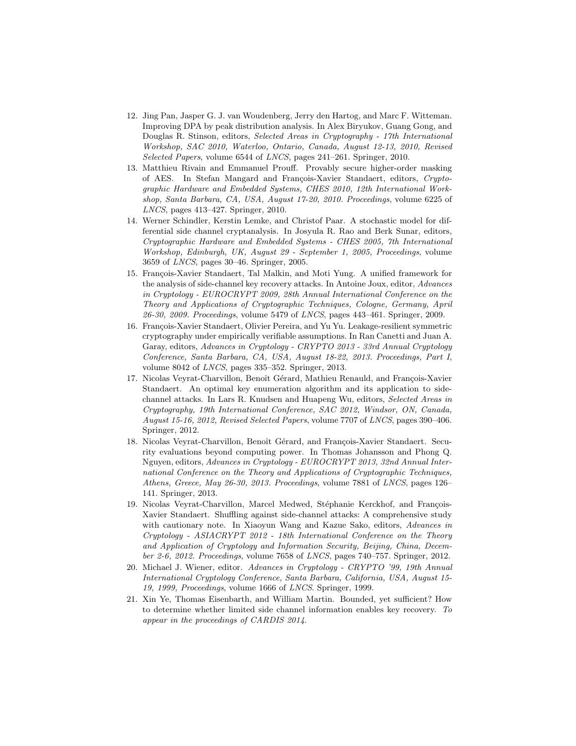12. Jing Pan, Jasper G. J. van Woudenberg, Jerry den Hartog, and Marc F. Witteman. Improving DPA by peak distribution analysis. In Alex Biryukov, Guang Gong, and Douglas R. Stinson, editors, *Selected Areas in Cryptography - 17th International Workshop, SAC 2010, Waterloo, Ontario, Canada, August 12-13, 2010, Revised Selected Papers*, volume 6544 of *LNCS*, pages 241–261. Springer, 2010.
13. Matthieu Rivain and Emmanuel Prouff. Provably secure higher-order masking of AES. In Stefan Mangard and François-Xavier Standaert, editors, *Cryptographic Hardware and Embedded Systems, CHES 2010, 12th International Workshop, Santa Barbara, CA, USA, August 17-20, 2010. Proceedings*, volume 6225 of *LNCS*, pages 413–427. Springer, 2010.
14. Werner Schindler, Kerstin Lemke, and Christof Paar. A stochastic model for differential side channel cryptanalysis. In Josyula R. Rao and Berk Sunar, editors, *Cryptographic Hardware and Embedded Systems - CHES 2005, 7th International Workshop, Edinburgh, UK, August 29 - September 1, 2005, Proceedings*, volume 3659 of *LNCS*, pages 30–46. Springer, 2005.
15. François-Xavier Standaert, Tal Malkin, and Moti Yung. A unified framework for the analysis of side-channel key recovery attacks. In Antoine Joux, editor, *Advances in Cryptology - EUROCRYPT 2009, 28th Annual International Conference on the Theory and Applications of Cryptographic Techniques, Cologne, Germany, April 26-30, 2009. Proceedings*, volume 5479 of *LNCS*, pages 443–461. Springer, 2009.
16. François-Xavier Standaert, Olivier Pereira, and Yu Yu. Leakage-resilient symmetric cryptography under empirically verifiable assumptions. In Ran Canetti and Juan A. Garay, editors, *Advances in Cryptology - CRYPTO 2013 - 33rd Annual Cryptology Conference, Santa Barbara, CA, USA, August 18-22, 2013. Proceedings, Part I*, volume 8042 of *LNCS*, pages 335–352. Springer, 2013.
17. Nicolas Veyrat-Charvillon, Benoît Gérard, Mathieu Renauld, and François-Xavier Standaert. An optimal key enumeration algorithm and its application to side-channel attacks. In Lars R. Knudsen and Huapeng Wu, editors, *Selected Areas in Cryptography, 19th International Conference, SAC 2012, Windsor, ON, Canada, August 15-16, 2012, Revised Selected Papers*, volume 7707 of *LNCS*, pages 390–406. Springer, 2012.
18. Nicolas Veyrat-Charvillon, Benoît Gérard, and François-Xavier Standaert. Security evaluations beyond computing power. In Thomas Johansson and Phong Q. Nguyen, editors, *Advances in Cryptology - EUROCRYPT 2013, 32nd Annual International Conference on the Theory and Applications of Cryptographic Techniques, Athens, Greece, May 26-30, 2013. Proceedings*, volume 7881 of *LNCS*, pages 126–141. Springer, 2013.
19. Nicolas Veyrat-Charvillon, Marcel Medwed, Stéphanie Kerckhof, and François-Xavier Standaert. Shuffling against side-channel attacks: A comprehensive study with cautionary note. In Xiaoyun Wang and Kazue Sako, editors, *Advances in Cryptology - ASIACRYPT 2012 - 18th International Conference on the Theory and Application of Cryptology and Information Security, Beijing, China, December 2-6, 2012. Proceedings*, volume 7658 of *LNCS*, pages 740–757. Springer, 2012.
20. Michael J. Wiener, editor. *Advances in Cryptology - CRYPTO '99, 19th Annual International Cryptology Conference, Santa Barbara, California, USA, August 15-19, 1999, Proceedings*, volume 1666 of *LNCS*. Springer, 1999.
21. Xin Ye, Thomas Eisenbarth, and William Martin. Bounded, yet sufficient? How to determine whether limited side channel information enables key recovery. *To appear in the proceedings of CARDIS 2014.*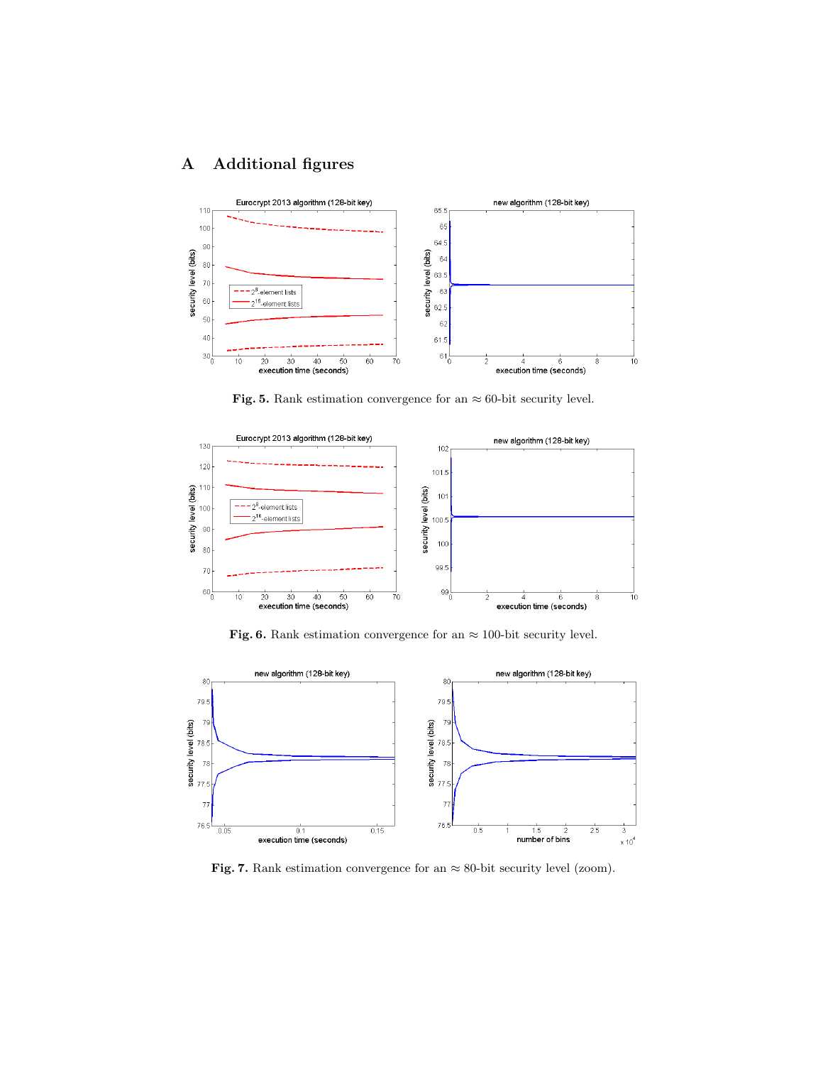# A Additional figures

Fig. 5. Rank estimation convergence for an ≈ 60-bit security level.

Fig. 6. Rank estimation convergence for an ≈ 100-bit security level.

Fig. 7. Rank estimation convergence for an ≈ 80-bit security level (zoom).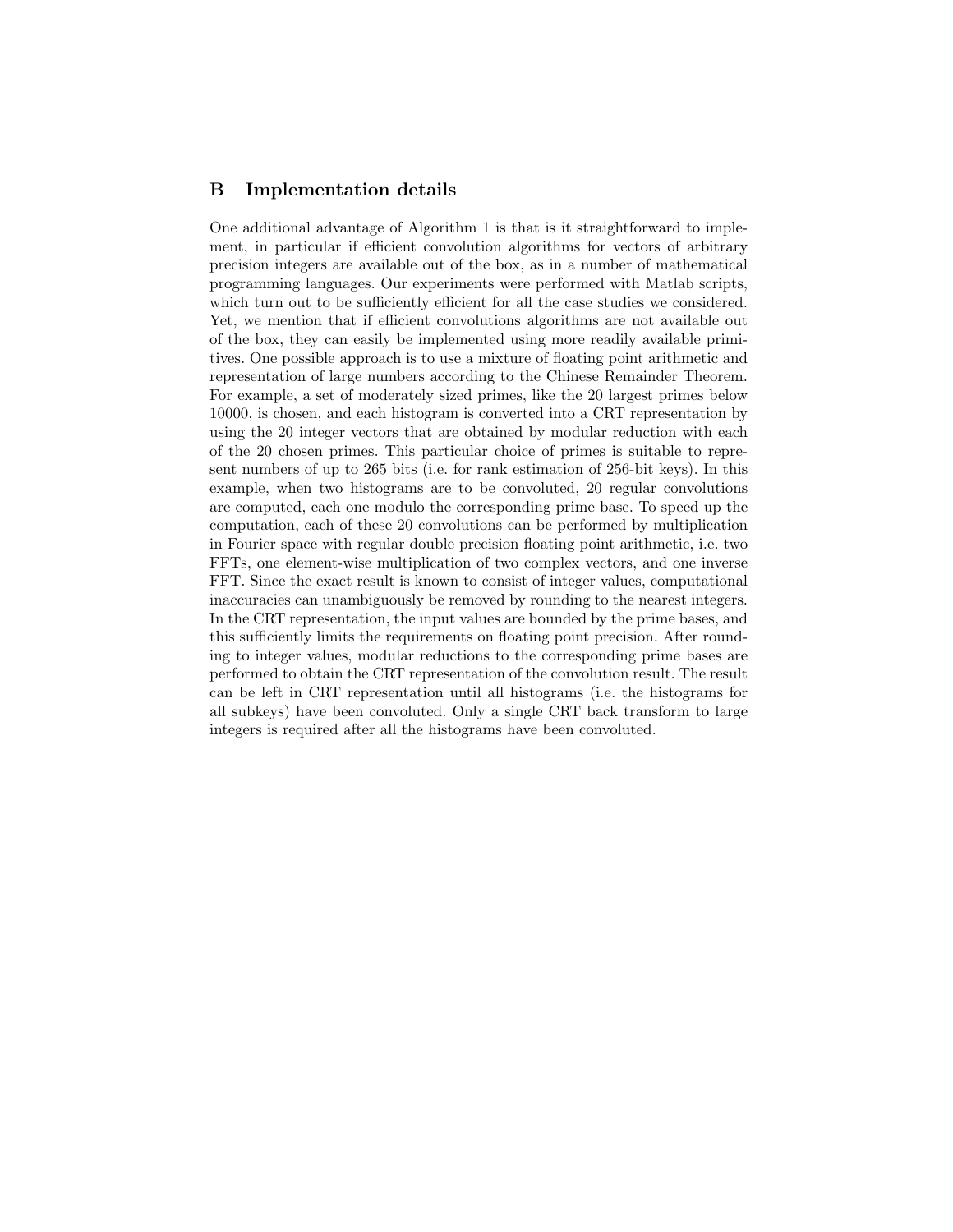## B Implementation details

One additional advantage of Algorithm 1 is that is it straightforward to implement, in particular if efficient convolution algorithms for vectors of arbitrary precision integers are available out of the box, as in a number of mathematical programming languages. Our experiments were performed with Matlab scripts, which turn out to be sufficiently efficient for all the case studies we considered. Yet, we mention that if efficient convolutions algorithms are not available out of the box, they can easily be implemented using more readily available primitives. One possible approach is to use a mixture of floating point arithmetic and representation of large numbers according to the Chinese Remainder Theorem. For example, a set of moderately sized primes, like the 20 largest primes below 10000, is chosen, and each histogram is converted into a CRT representation by using the 20 integer vectors that are obtained by modular reduction with each of the 20 chosen primes. This particular choice of primes is suitable to represent numbers of up to 265 bits (i.e. for rank estimation of 256-bit keys). In this example, when two histograms are to be convoluted, 20 regular convolutions are computed, each one modulo the corresponding prime base. To speed up the computation, each of these 20 convolutions can be performed by multiplication in Fourier space with regular double precision floating point arithmetic, i.e. two FFTs, one element-wise multiplication of two complex vectors, and one inverse FFT. Since the exact result is known to consist of integer values, computational inaccuracies can unambiguously be removed by rounding to the nearest integers. In the CRT representation, the input values are bounded by the prime bases, and this sufficiently limits the requirements on floating point precision. After rounding to integer values, modular reductions to the corresponding prime bases are performed to obtain the CRT representation of the convolution result. The result can be left in CRT representation until all histograms (i.e. the histograms for all subkeys) have been convoluted. Only a single CRT back transform to large integers is required after all the histograms have been convoluted.